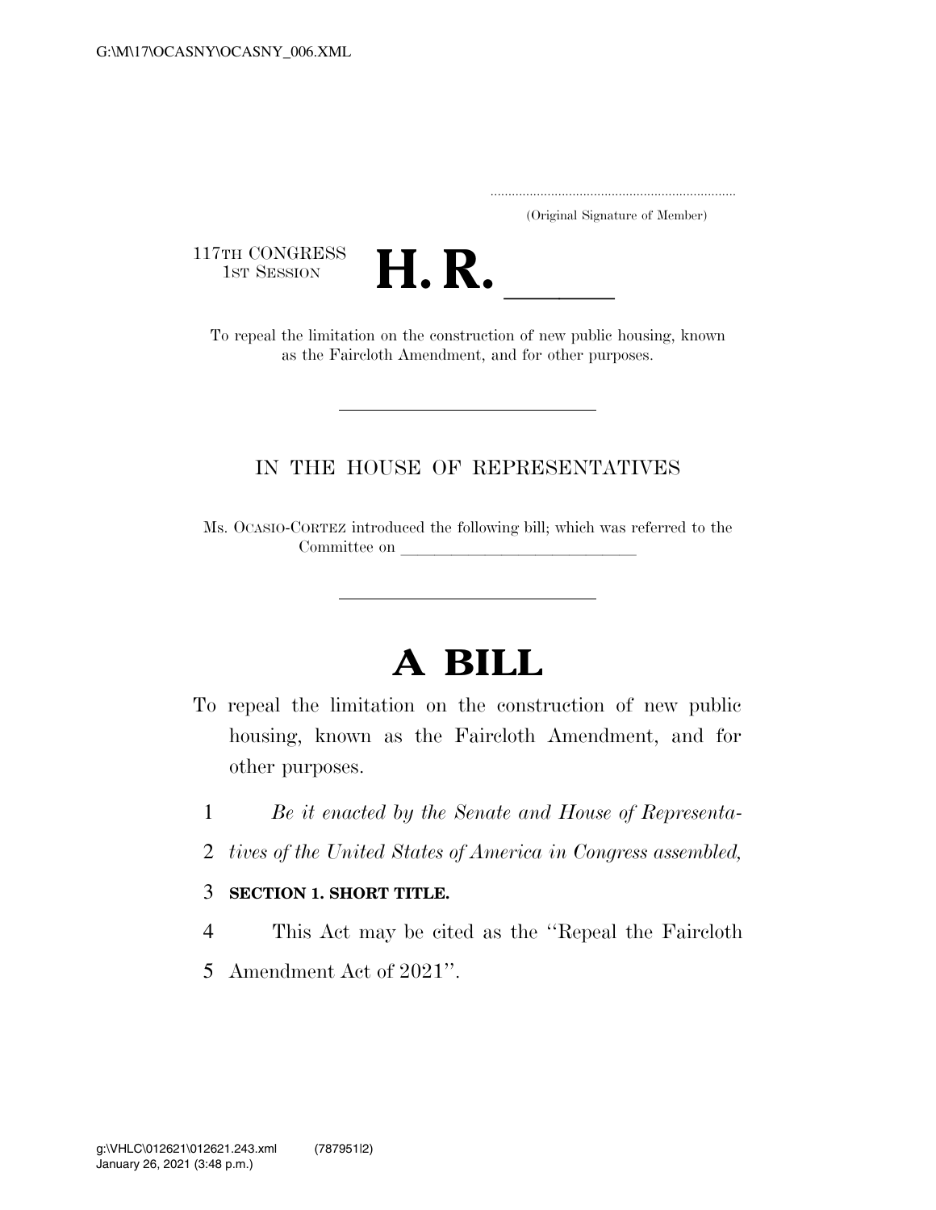G:\M\17\OCASNY\OCASNY_006.XML

.....................................................................
(Original Signature of Member)

117TH CONGRESS
1ST SESSION

# H. R. \_\_\_\_\_

To repeal the limitation on the construction of new public housing, known as the Faircloth Amendment, and for other purposes.

---

IN THE HOUSE OF REPRESENTATIVES

Ms. OCASIO-CORTEZ introduced the following bill; which was referred to the Committee on \_\_\_\_\_\_\_\_\_\_\_\_\_\_\_\_\_\_\_\_\_\_\_\_\_\_\_\_\_\_

---

# A BILL

To repeal the limitation on the construction of new public housing, known as the Faircloth Amendment, and for other purposes.

1 *Be it enacted by the Senate and House of Representa-*
2 *tives of the United States of America in Congress assembled,*

3 **SECTION 1. SHORT TITLE.**

4 This Act may be cited as the ''Repeal the Faircloth
5 Amendment Act of 2021''.

g:\VHLC\012621\012621.243.xml (787951|2)
January 26, 2021 (3:48 p.m.)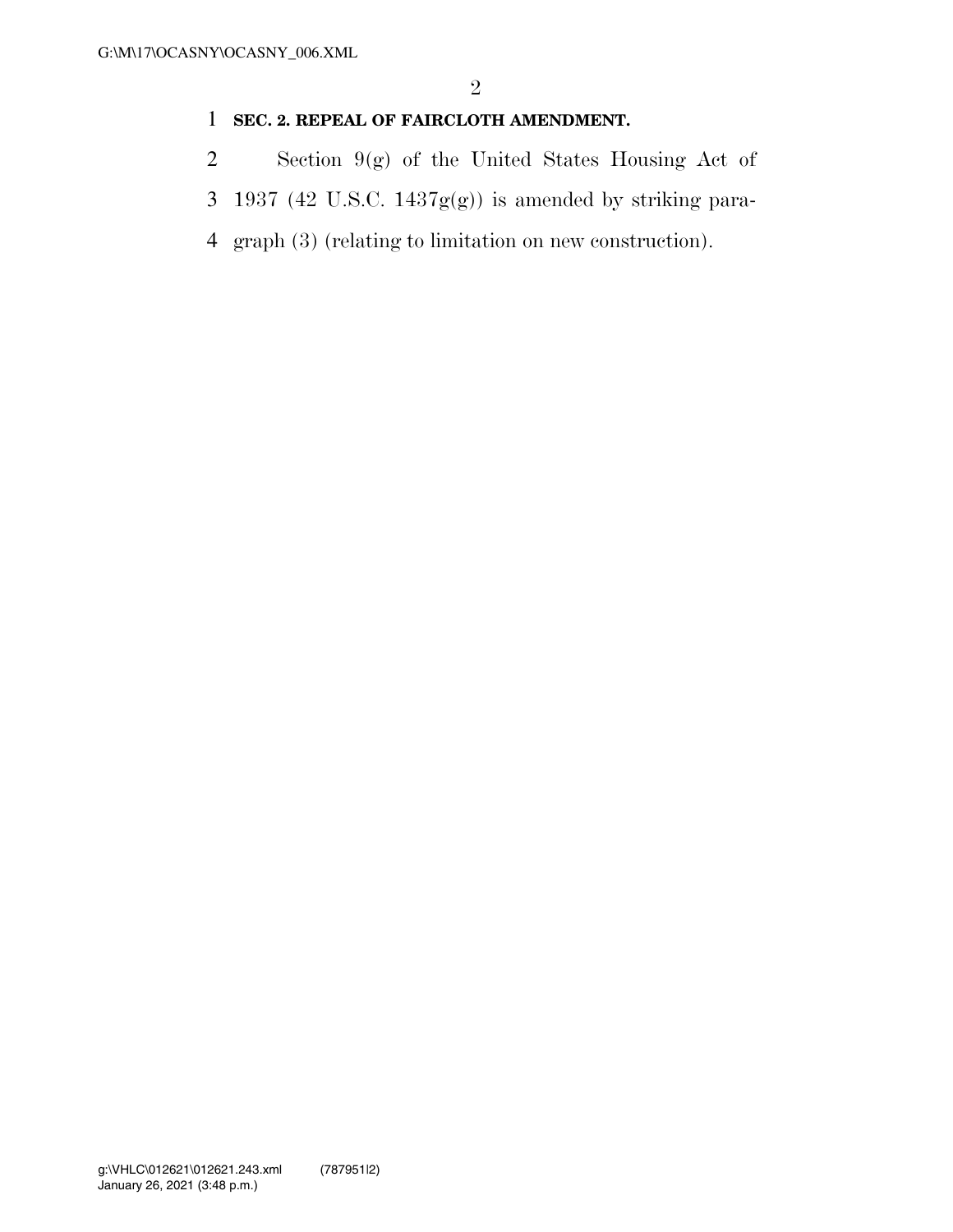**SEC. 2. REPEAL OF FAIRCLOTH AMENDMENT.**

Section 9(g) of the United States Housing Act of 1937 (42 U.S.C. 1437g(g)) is amended by striking paragraph (3) (relating to limitation on new construction).